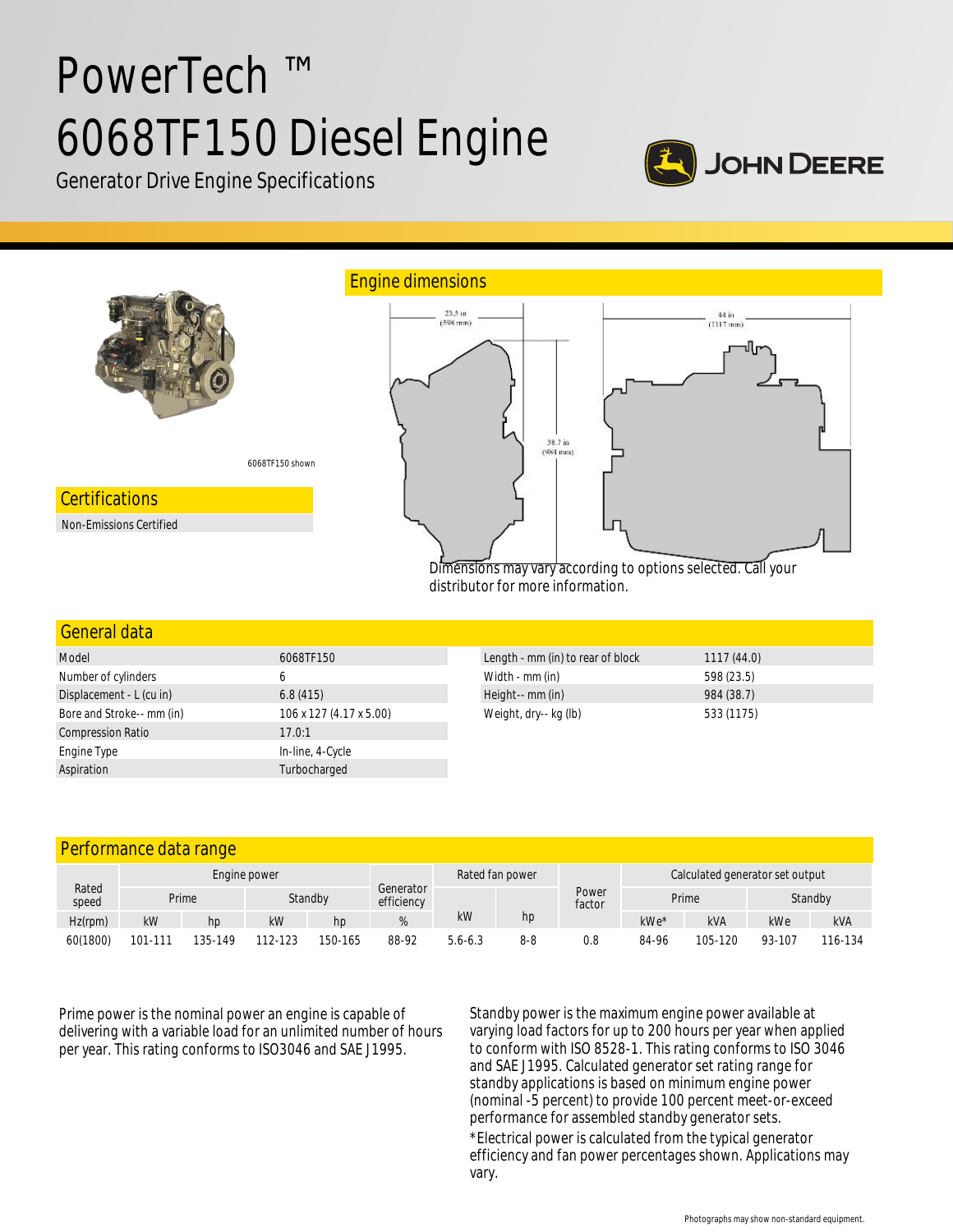# PowerTech ™ 6068TF150 Diesel Engine

Generator Drive Engine Specifications

JOHN DEERE

6068TF150 shown

## Certifications

Non-Emissions Certified

## Engine dimensions

Dimensions may vary according to options selected. Call your distributor for more information.

## General data

| | |
|---|---|
| Model | 6068TF150 |
| Number of cylinders | 6 |
| Displacement - L (cu in) | 6.8 (415) |
| Bore and Stroke-- mm (in) | 106 x 127 (4.17 x 5.00) |
| Compression Ratio | 17.0:1 |
| Engine Type | In-line, 4-Cycle |
| Aspiration | Turbocharged |

| | |
|---|---|
| Length - mm (in) to rear of block | 1117 (44.0) |
| Width - mm (in) | 598 (23.5) |
| Height-- mm (in) | 984 (38.7) |
| Weight, dry-- kg (lb) | 533 (1175) |

## Performance data range

| Rated speed | Engine power | | | | Generator efficiency | Rated fan power | | Power factor | Calculated generator set output | | | |
|---|---|---|---|---|---|---|---|---|---|---|---|---|
| | Prime | | Standby | | | | | | Prime | | Standby | |
| Hz(rpm) | kW | hp | kW | hp | % | kW | hp | | kWe* | kVA | kWe | kVA |
| 60(1800) | 101-111 | 135-149 | 112-123 | 150-165 | 88-92 | 5.6-6.3 | 8-8 | 0.8 | 84-96 | 105-120 | 93-107 | 116-134 |

Prime power is the nominal power an engine is capable of delivering with a variable load for an unlimited number of hours per year. This rating conforms to ISO3046 and SAE J1995.

Standby power is the maximum engine power available at varying load factors for up to 200 hours per year when applied to conform with ISO 8528-1. This rating conforms to ISO 3046 and SAE J1995. Calculated generator set rating range for standby applications is based on minimum engine power (nominal -5 percent) to provide 100 percent meet-or-exceed performance for assembled standby generator sets.

*Electrical power is calculated from the typical generator efficiency and fan power percentages shown. Applications may vary.

Photographs may show non-standard equipment.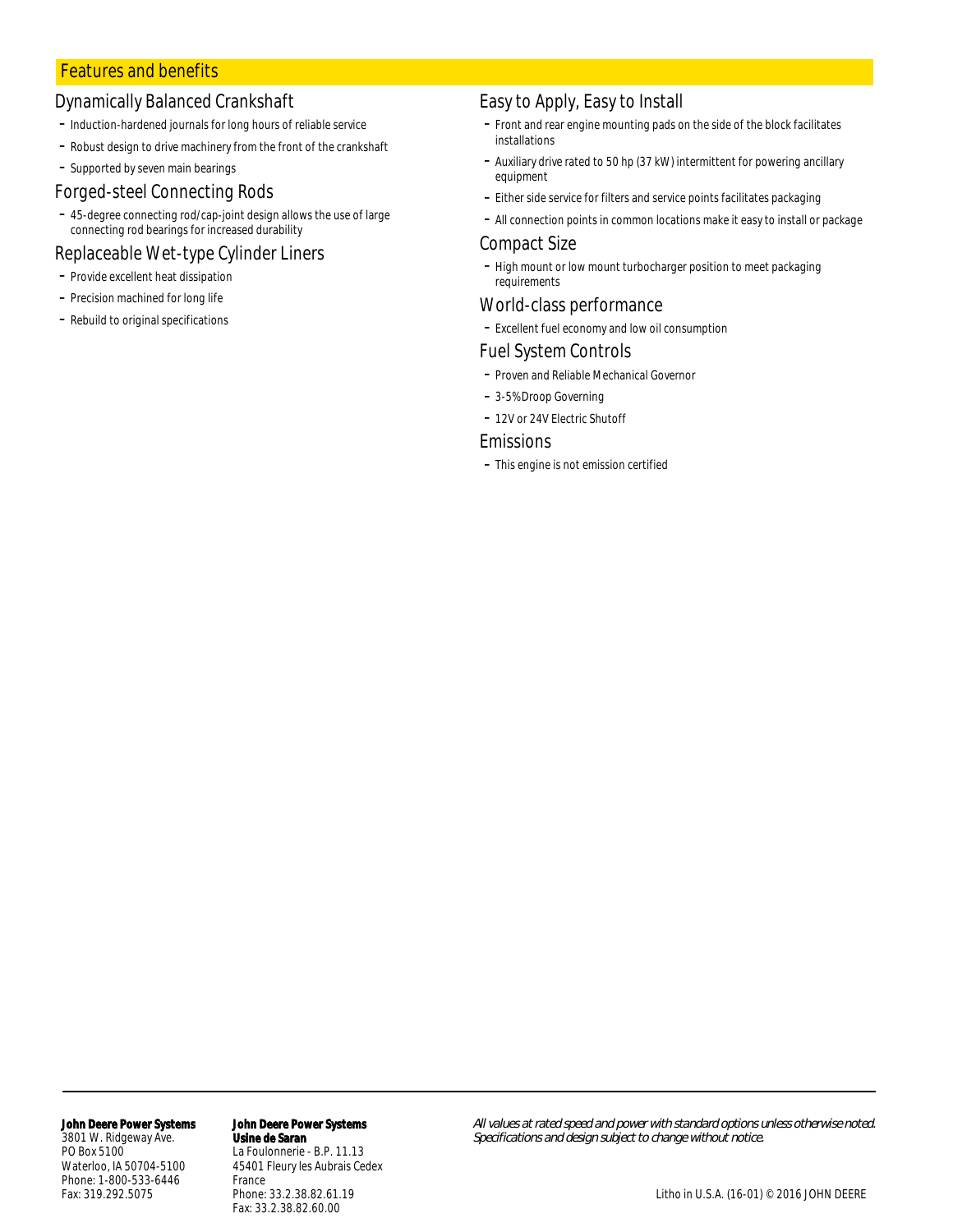## Features and benefits

### Dynamically Balanced Crankshaft

- Induction-hardened journals for long hours of reliable service
- Robust design to drive machinery from the front of the crankshaft
- Supported by seven main bearings

### Forged-steel Connecting Rods

- 45-degree connecting rod/cap-joint design allows the use of large connecting rod bearings for increased durability

### Replaceable Wet-type Cylinder Liners

- Provide excellent heat dissipation
- Precision machined for long life
- Rebuild to original specifications

### Easy to Apply, Easy to Install

- Front and rear engine mounting pads on the side of the block facilitates installations
- Auxiliary drive rated to 50 hp (37 kW) intermittent for powering ancillary equipment
- Either side service for filters and service points facilitates packaging
- All connection points in common locations make it easy to install or package

### Compact Size

- High mount or low mount turbocharger position to meet packaging requirements

### World-class performance

- Excellent fuel economy and low oil consumption

### Fuel System Controls

- Proven and Reliable Mechanical Governor
- 3-5% Droop Governing
- 12V or 24V Electric Shutoff

### Emissions

- This engine is not emission certified

---

**John Deere Power Systems**
3801 W. Ridgeway Ave.
PO Box 5100
Waterloo, IA 50704-5100
Phone: 1-800-533-6446
Fax: 319.292.5075

**John Deere Power Systems**
**Usine de Saran**
La Foulonnerie - B.P. 11.13
45401 Fleury les Aubrais Cedex
France
Phone: 33.2.38.82.61.19
Fax: 33.2.38.82.60.00

*All values at rated speed and power with standard options unless otherwise noted. Specifications and design subject to change without notice.*

Litho in U.S.A. (16-01) © 2016 JOHN DEERE